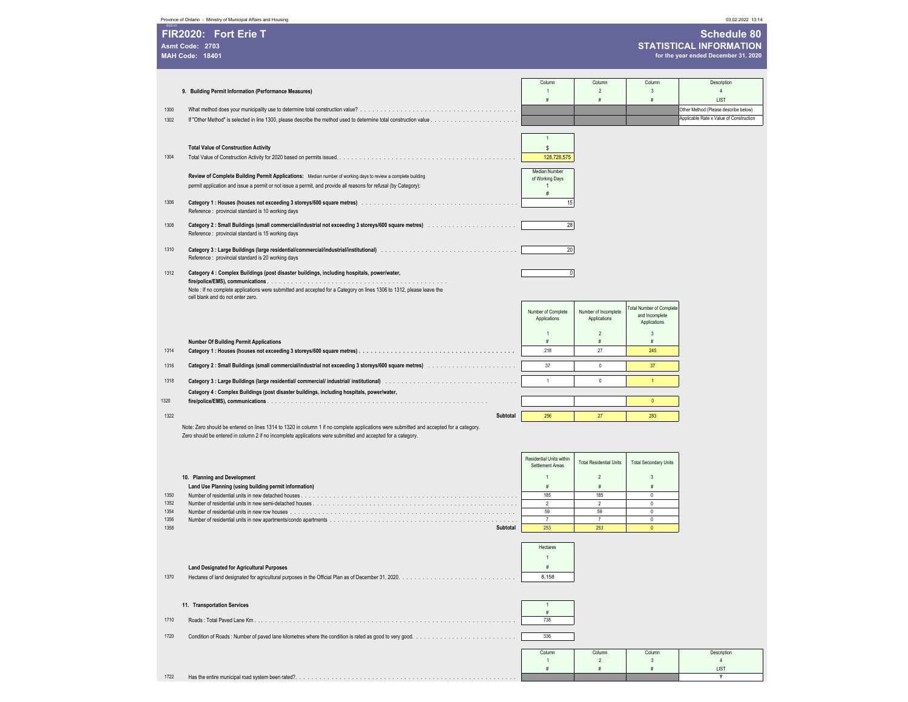Province of Ontario - Ministry of Municipal Affairs and Housing

# FIR2020: Fort Erie T

**Asmt Code: 2703**
**MAH Code: 18401**

## Schedule 80
## STATISTICAL INFORMATION
**for the year ended December 31, 2020**

### 9. Building Permit Information (Performance Measures)

| Line | | Column 1 # | Column 2 # | Column 3 # | Description 4 LIST |
|---|---|---|---|---|---|
| 1300 | What method does your municipality use to determine total construction value? | | | | Other Method (Please describe below) |
| 1302 | If "Other Method" is selected in line 1300, please describe the method used to determine total construction value | | | | Applicable Rate x Value of Construction |

**Total Value of Construction Activity**

| Line | | 1 $ |
|---|---|---|
| 1304 | Total Value of Construction Activity for 2020 based on permits issued | 128,728,575 |

**Review of Complete Building Permit Applications:** Median number of working days to review a complete building permit application and issue a permit or not issue a permit, and provide all reasons for refusal (by Category):

| Line | | Median Number of Working Days 1 # |
|---|---|---|
| 1306 | **Category 1 : Houses (houses not exceeding 3 storeys/600 square metres)**<br>Reference : provincial standard is 10 working days | 15 |
| 1308 | **Category 2 : Small Buildings (small commercial/industrial not exceeding 3 storeys/600 square metres)**<br>Reference : provincial standard is 15 working days | 28 |
| 1310 | **Category 3 : Large Buildings (large residential/commercial/industrial/institutional)**<br>Reference : provincial standard is 20 working days | 20 |
| 1312 | **Category 4 : Complex Buildings (post disaster buildings, including hospitals, power/water, fire/police/EMS), communications** | 0 |

Note : If no complete applications were submitted and accepted for a Category on lines 1306 to 1312, please leave the cell blank and do not enter zero.

**Number Of Building Permit Applications**

| Line | | Number of Complete Applications 1 # | Number of Incomplete Applications 2 # | Total Number of Complete and Incomplete Applications 3 # |
|---|---|---|---|---|
| 1314 | **Category 1 : Houses (houses not exceeding 3 storeys/600 square metres)** | 218 | 27 | 245 |
| 1316 | **Category 2 : Small Buildings (small commercial/industrial not exceeding 3 storeys/600 square metres)** | 37 | 0 | 37 |
| 1318 | **Category 3 : Large Buildings (large residential/ commercial/ industrial/ institutional)** | 1 | 0 | 1 |
| 1320 | **Category 4 : Complex Buildings (post disaster buildings, including hospitals, power/water, fire/police/EMS), communications** | | | 0 |
| 1322 | **Subtotal** | 256 | 27 | 283 |

Note: Zero should be entered on lines 1314 to 1320 in column 1 if no complete applications were submitted and accepted for a category.
Zero should be entered in column 2 if no incomplete applications were submitted and accepted for a category.

### 10. Planning and Development

**Land Use Planning (using building permit information)**

| Line | | Residential Units within Settlement Areas 1 # | Total Residential Units 2 # | Total Secondary Units 3 # |
|---|---|---|---|---|
| 1350 | Number of residential units in new detached houses | 185 | 185 | 0 |
| 1352 | Number of residential units in new semi-detached houses | 2 | 2 | 0 |
| 1354 | Number of residential units in new row houses | 59 | 59 | 0 |
| 1356 | Number of residential units in new apartments/condo apartments | 7 | 7 | 0 |
| 1358 | **Subtotal** | 253 | 253 | 0 |

**Land Designated for Agricultural Purposes**

| Line | | Hectares 1 # |
|---|---|---|
| 1370 | Hectares of land designated for agricultural purposes in the Official Plan as of December 31, 2020 | 8,158 |

### 11. Transportation Services

| Line | | 1 # |
|---|---|---|
| 1710 | Roads : Total Paved Lane Km | 738 |
| 1720 | Condition of Roads : Number of paved lane kilometres where the condition is rated as good to very good | 336 |

| Line | | Column 1 # | Column 2 # | Column 3 # | Description 4 LIST |
|---|---|---|---|---|---|
| 1722 | Has the entire municipal road system been rated? | | | | Y |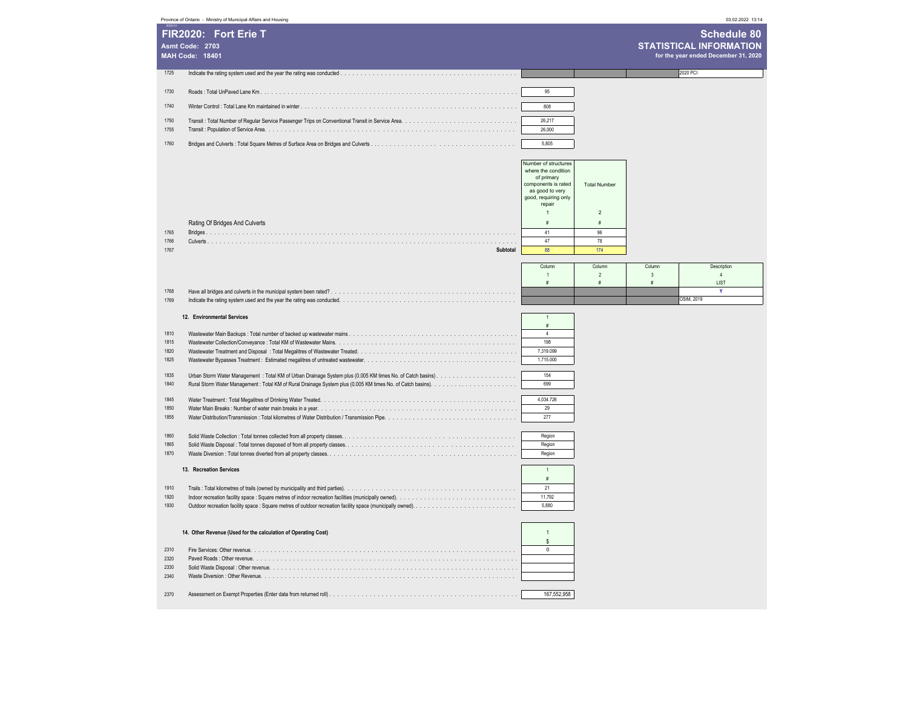# FIR2020: Fort Erie T

**Asmt Code: 2703**

**MAH Code: 18401**

## Schedule 80

### STATISTICAL INFORMATION

**for the year ended December 31, 2020**

| | | | | | |
|---|---|---|---|---|---|
| 1725 | Indicate the rating system used and the year the rating was conducted | | | | 2020 PCI |
| 1730 | Roads : Total UnPaved Lane Km | 95 | | | |
| 1740 | Winter Control : Total Lane Km maintained in winter | 808 | | | |
| 1750 | Transit : Total Number of Regular Service Passenger Trips on Conventional Transit in Service Area | 26,217 | | | |
| 1755 | Transit : Population of Service Area | 26,000 | | | |
| 1760 | Bridges and Culverts : Total Square Metres of Surface Area on Bridges and Culverts | 5,805 | | | |

| | Rating Of Bridges And Culverts | Number of structures where the condition of primary components is rated as good to very good, requiring only repair<br>1<br># | Total Number<br>2<br># |
|---|---|---|---|
| 1765 | Bridges | 41 | 96 |
| 1766 | Culverts | 47 | 78 |
| 1767 | Subtotal | 88 | 174 |

| | | Column 1 # | Column 2 # | Column 3 # | Description 4 LIST |
|---|---|---|---|---|---|
| 1768 | Have all bridges and culverts in the municipal system been rated? | | | | Y |
| 1769 | Indicate the rating system used and the year the rating was conducted. | | | | OSIM, 2019 |

| | 12. Environmental Services | 1<br># |
|---|---|---|
| 1810 | Wastewater Main Backups : Total number of backed up wastewater mains | 4 |
| 1815 | Wastewater Collection/Conveyance : Total KM of Wastewater Mains. | 198 |
| 1820 | Wastewater Treatment and Disposal : Total Megalitres of Wastewater Treated. | 7,319.099 |
| 1825 | Wastewater Bypasses Treatment : Estimated megalitres of untreated wastewater. | 1,715.000 |
| 1835 | Urban Storm Water Management : Total KM of Urban Drainage System plus (0.005 KM times No. of Catch basins) | 154 |
| 1840 | Rural Storm Water Management : Total KM of Rural Drainage System plus (0.005 KM times No. of Catch basins). | 699 |
| 1845 | Water Treatment : Total Megalitres of Drinking Water Treated. | 4,034.726 |
| 1850 | Water Main Breaks : Number of water main breaks in a year. | 29 |
| 1855 | Water Distribution/Transmission : Total kilometres of Water Distribution / Transmission Pipe. | 277 |
| 1860 | Solid Waste Collection : Total tonnes collected from all property classes. | Region |
| 1865 | Solid Waste Disposal : Total tonnes disposed of from all property classes. | Region |
| 1870 | Waste Diversion : Total tonnes diverted from all property classes. | Region |

| | 13. Recreation Services | 1<br># |
|---|---|---|
| 1910 | Trails : Total kilometres of trails (owned by municipality and third parties). | 21 |
| 1920 | Indoor recreation facility space : Square metres of indoor recreation facilities (municipally owned). | 11,792 |
| 1930 | Outdoor recreation facility space : Square metres of outdoor recreation facility space (municipally owned). | 5,880 |

| | 14. Other Revenue (Used for the calculation of Operating Cost) | 1<br>$ |
|---|---|---|
| 2310 | Fire Services: Other revenue. | 0 |
| 2320 | Paved Roads : Other revenue. | |
| 2330 | Solid Waste Disposal : Other revenue. | |
| 2340 | Waste Diversion : Other Revenue. | |
| 2370 | Assessment on Exempt Properties (Enter data from returned roll) | 167,552,958 |